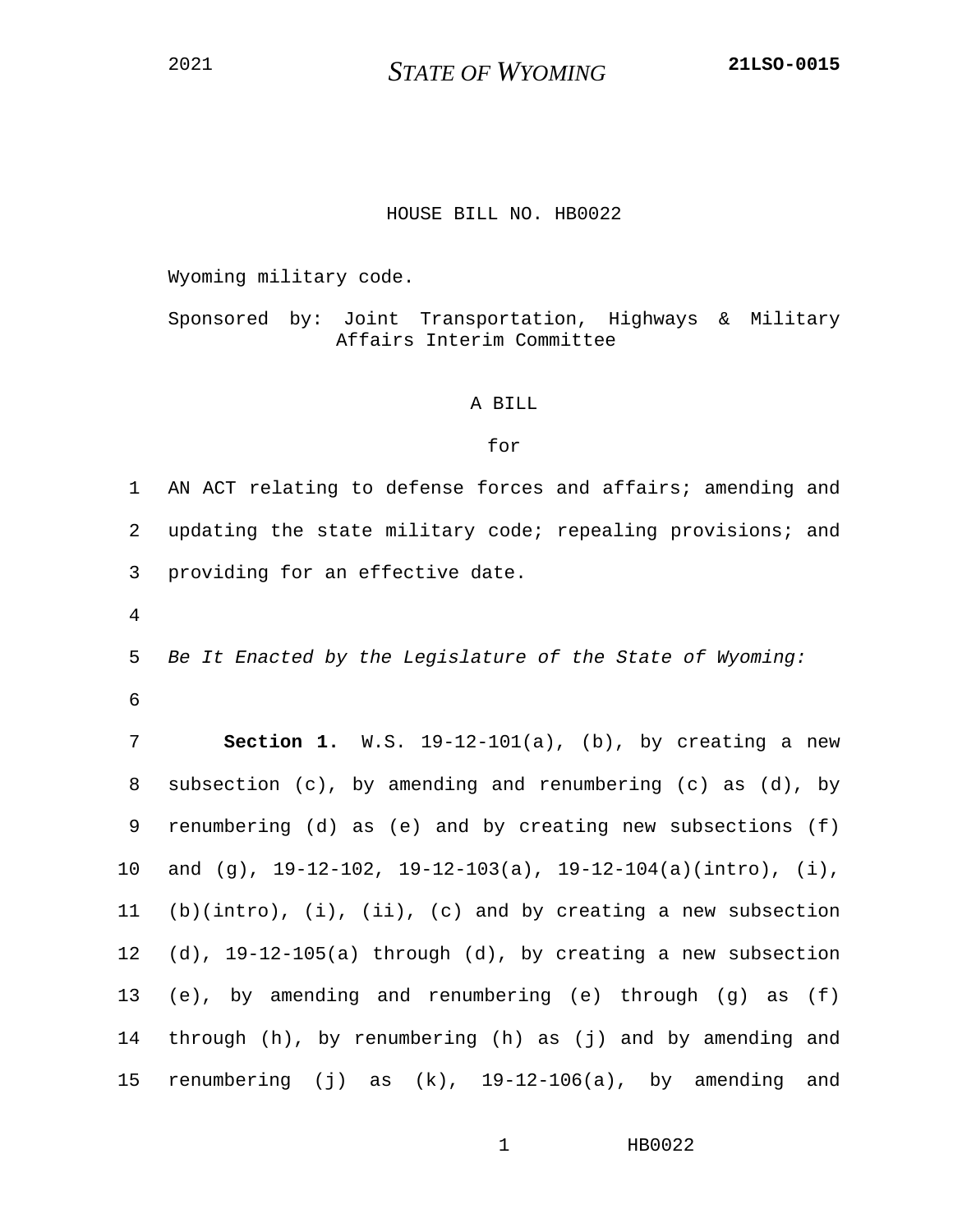2021 **STATE OF WYOMING** **21LSO-0015**

HOUSE BILL NO. HB0022

Wyoming military code.

Sponsored by: Joint Transportation, Highways & Military Affairs Interim Committee

A BILL

for

1 AN ACT relating to defense forces and affairs; amending and
2 updating the state military code; repealing provisions; and
3 providing for an effective date.
4
5 *Be It Enacted by the Legislature of the State of Wyoming:*
6
7 **Section 1.** W.S. 19-12-101(a), (b), by creating a new
8 subsection (c), by amending and renumbering (c) as (d), by
9 renumbering (d) as (e) and by creating new subsections (f)
10 and (g), 19-12-102, 19-12-103(a), 19-12-104(a)(intro), (i),
11 (b)(intro), (i), (ii), (c) and by creating a new subsection
12 (d), 19-12-105(a) through (d), by creating a new subsection
13 (e), by amending and renumbering (e) through (g) as (f)
14 through (h), by renumbering (h) as (j) and by amending and
15 renumbering (j) as (k), 19-12-106(a), by amending and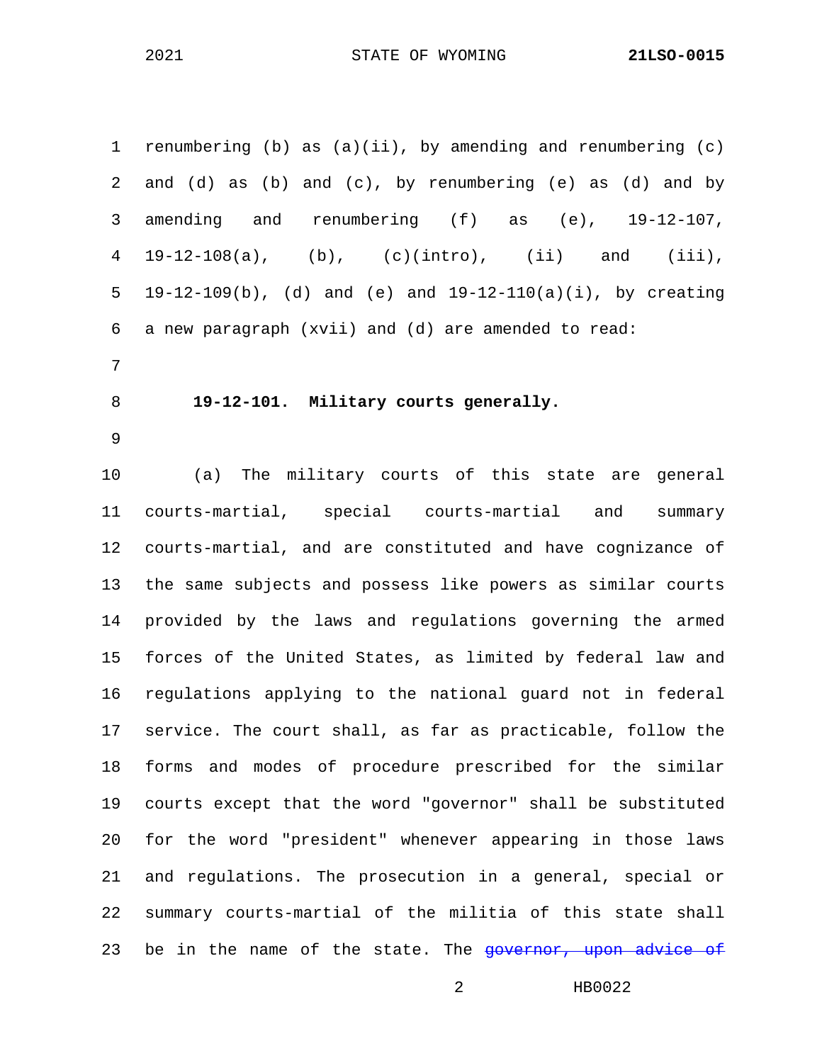renumbering (b) as (a)(ii), by amending and renumbering (c) and (d) as (b) and (c), by renumbering (e) as (d) and by amending and renumbering (f) as (e), 19-12-107, 19-12-108(a), (b), (c)(intro), (ii) and (iii), 19-12-109(b), (d) and (e) and 19-12-110(a)(i), by creating a new paragraph (xvii) and (d) are amended to read:

**19-12-101. Military courts generally.**

(a) The military courts of this state are general courts-martial, special courts-martial and summary courts-martial, and are constituted and have cognizance of the same subjects and possess like powers as similar courts provided by the laws and regulations governing the armed forces of the United States, as limited by federal law and regulations applying to the national guard not in federal service. The court shall, as far as practicable, follow the forms and modes of procedure prescribed for the similar courts except that the word "governor" shall be substituted for the word "president" whenever appearing in those laws and regulations. The prosecution in a general, special or summary courts-martial of the militia of this state shall be in the name of the state. The ~~governor, upon advice of~~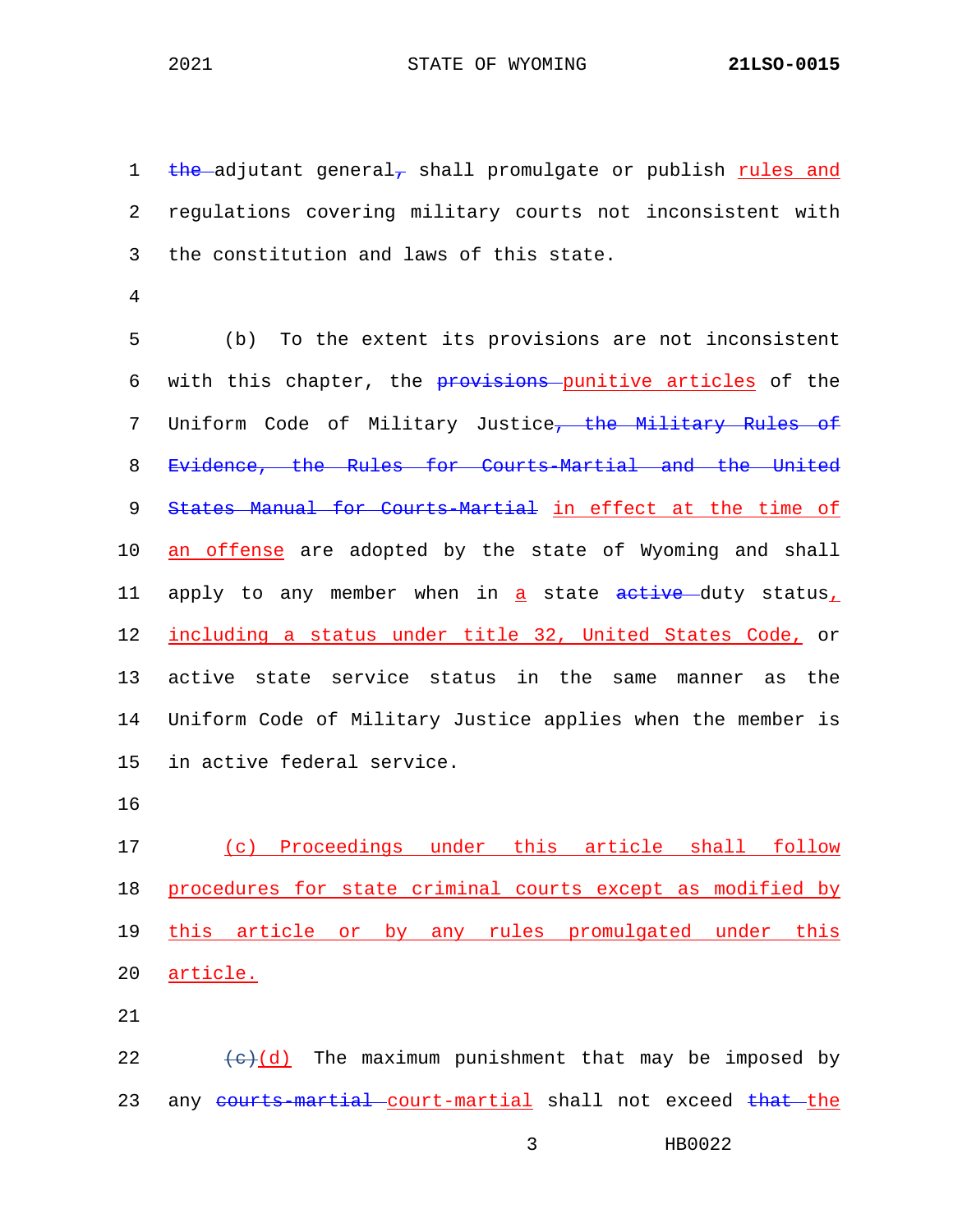~~the~~ adjutant general~~,~~ shall promulgate or publish <u>rules and</u> regulations covering military courts not inconsistent with the constitution and laws of this state.

(b) To the extent its provisions are not inconsistent with this chapter, the ~~provisions~~ <u>punitive articles</u> of the Uniform Code of Military Justice~~, the Military Rules of Evidence, the Rules for Courts-Martial and the United States Manual for Courts-Martial~~ <u>in effect at the time of an offense</u> are adopted by the state of Wyoming and shall apply to any member when in <u>a</u> state ~~active~~ duty status<u>, including a status under title 32, United States Code,</u> or active state service status in the same manner as the Uniform Code of Military Justice applies when the member is in active federal service.

<u>(c) Proceedings under this article shall follow procedures for state criminal courts except as modified by this article or by any rules promulgated under this article.</u>

~~(c)~~<u>(d)</u> The maximum punishment that may be imposed by any ~~courts-martial~~ <u>court-martial</u> shall not exceed ~~that~~ <u>the</u>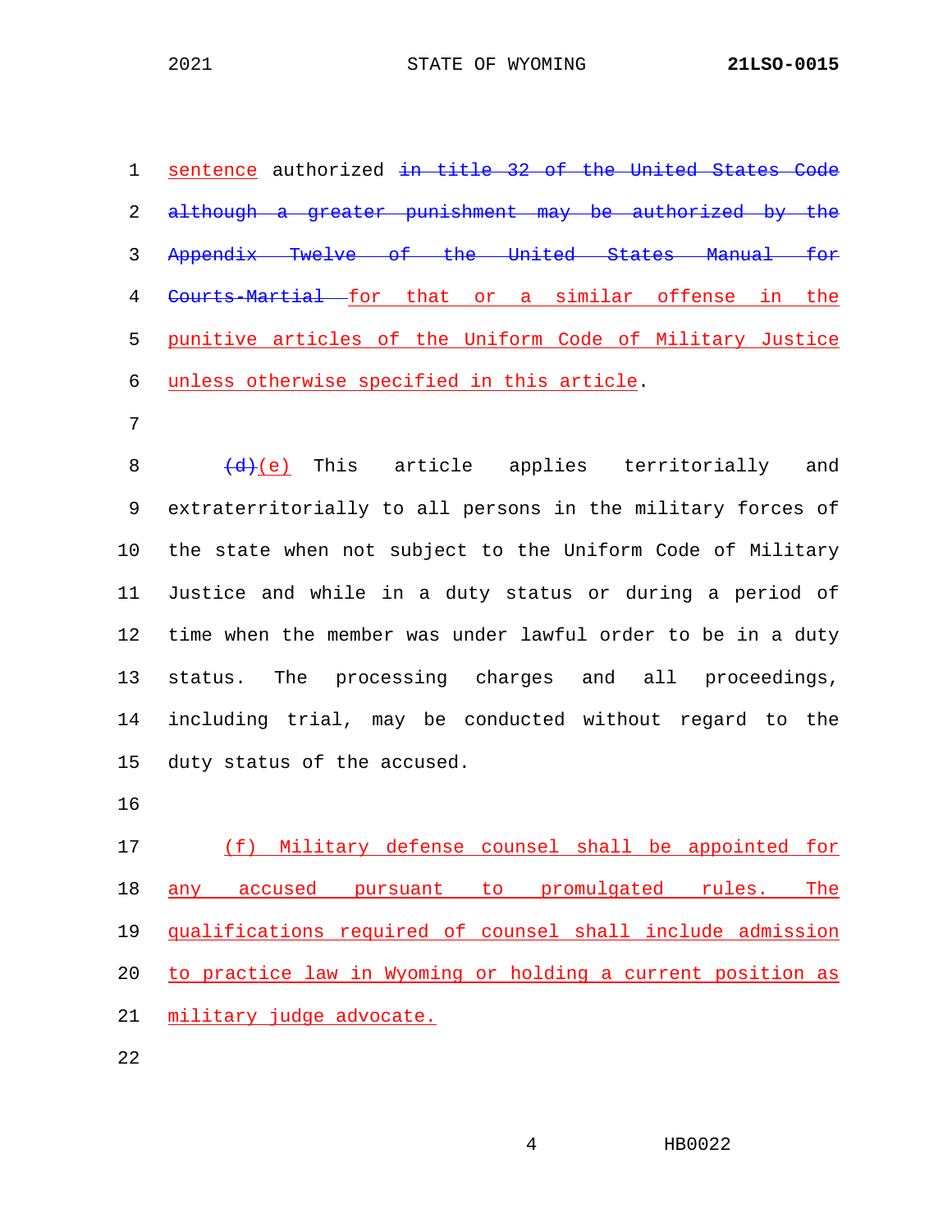sentence authorized ~~in title 32 of the United States Code although a greater punishment may be authorized by the Appendix Twelve of the United States Manual for Courts-Martial~~ for that or a similar offense in the punitive articles of the Uniform Code of Military Justice unless otherwise specified in this article.

~~(d)~~(e) This article applies territorially and extraterritorially to all persons in the military forces of the state when not subject to the Uniform Code of Military Justice and while in a duty status or during a period of time when the member was under lawful order to be in a duty status. The processing charges and all proceedings, including trial, may be conducted without regard to the duty status of the accused.

(f) Military defense counsel shall be appointed for any accused pursuant to promulgated rules. The qualifications required of counsel shall include admission to practice law in Wyoming or holding a current position as military judge advocate.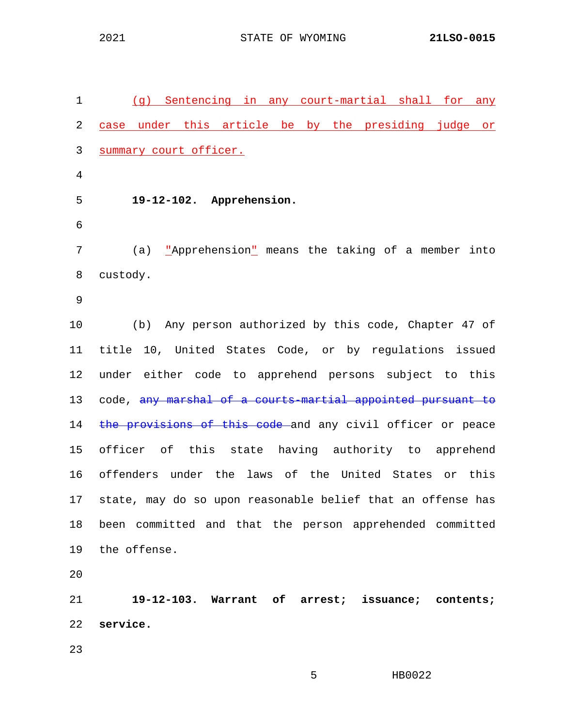(g) Sentencing in any court-martial shall for any case under this article be by the presiding judge or summary court officer.

**19-12-102. Apprehension.**

(a) "Apprehension" means the taking of a member into custody.

(b) Any person authorized by this code, Chapter 47 of title 10, United States Code, or by regulations issued under either code to apprehend persons subject to this code, ~~any marshal of a courts-martial appointed pursuant to the provisions of this code~~ and any civil officer or peace officer of this state having authority to apprehend offenders under the laws of the United States or this state, may do so upon reasonable belief that an offense has been committed and that the person apprehended committed the offense.

**19-12-103. Warrant of arrest; issuance; contents; service.**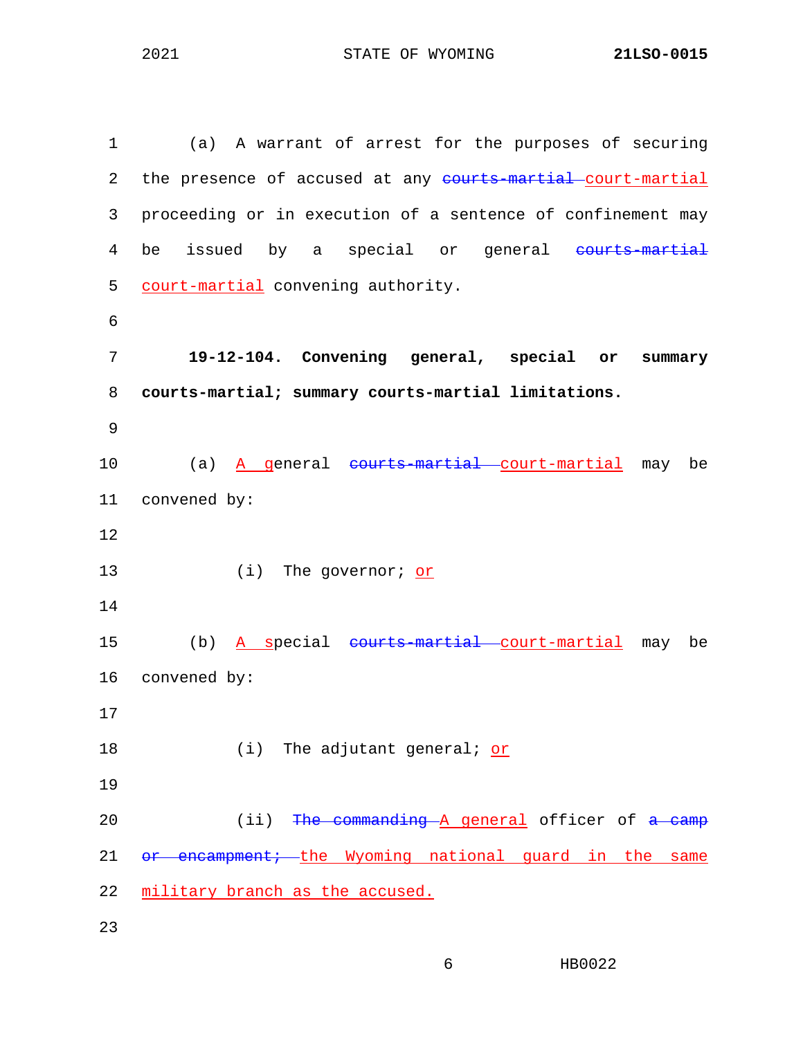(a) A warrant of arrest for the purposes of securing the presence of accused at any ~~courts-martial~~ court-martial proceeding or in execution of a sentence of confinement may be issued by a special or general ~~courts-martial~~ court-martial convening authority.

**19-12-104. Convening general, special or summary courts-martial; summary courts-martial limitations.**

(a) A general ~~courts-martial~~ court-martial may be convened by:

(i) The governor; or

(b) A special ~~courts-martial~~ court-martial may be convened by:

(i) The adjutant general; or

(ii) ~~The commanding~~ A general officer of ~~a camp or encampment;~~ the Wyoming national guard in the same military branch as the accused.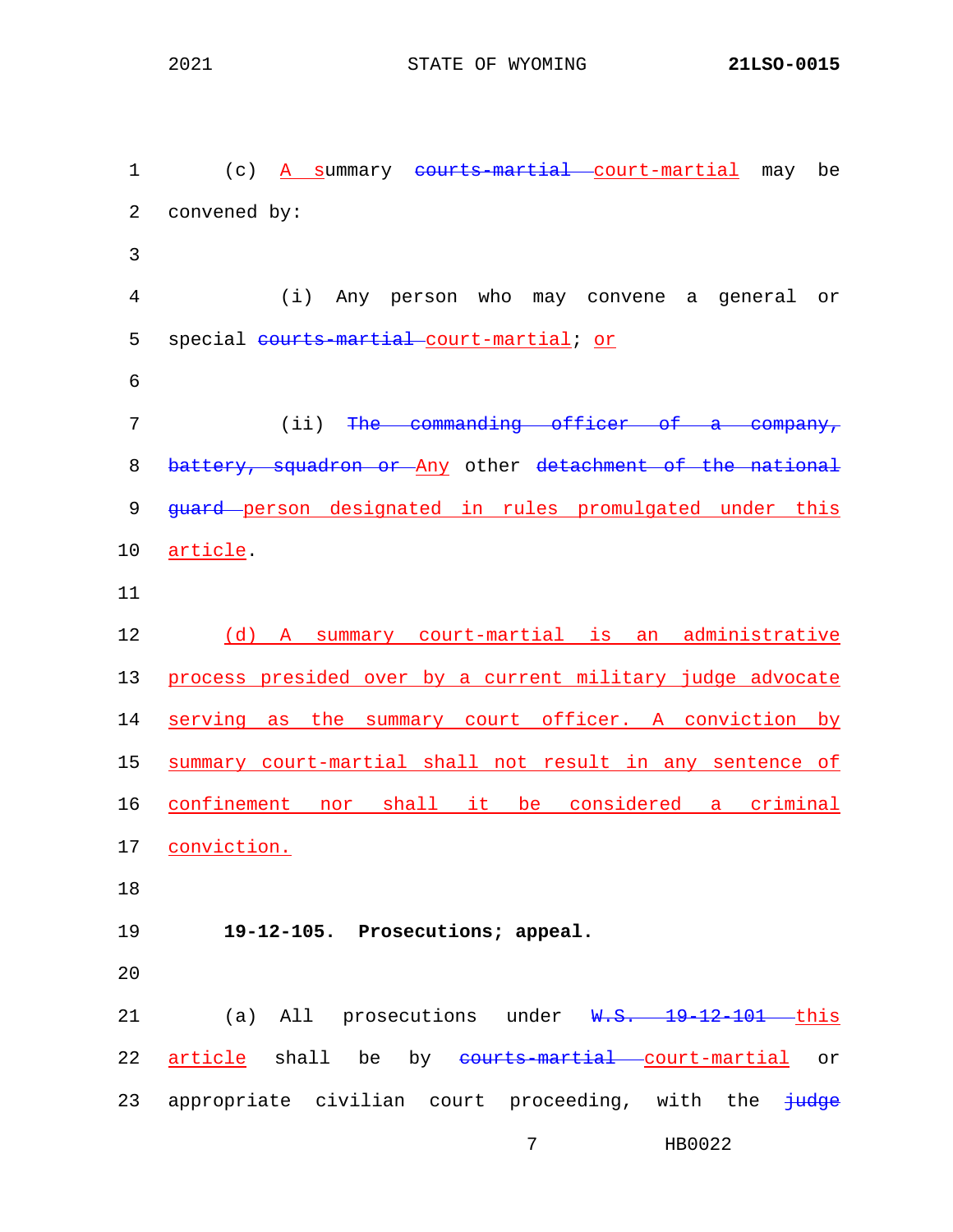(c) ~~A~~ A summary ~~courts-martial~~ court-martial may be convened by:

(i) Any person who may convene a general or special ~~courts-martial~~ court-martial; or

(ii) ~~The commanding officer of a company, battery, squadron or~~ Any other ~~detachment of the national guard~~ person designated in rules promulgated under this article.

(d) A summary court-martial is an administrative process presided over by a current military judge advocate serving as the summary court officer. A conviction by summary court-martial shall not result in any sentence of confinement nor shall it be considered a criminal conviction.

**19-12-105. Prosecutions; appeal.**

(a) All prosecutions under ~~W.S. 19-12-101~~ this article shall be by ~~courts-martial~~ court-martial or appropriate civilian court proceeding, with the ~~judge~~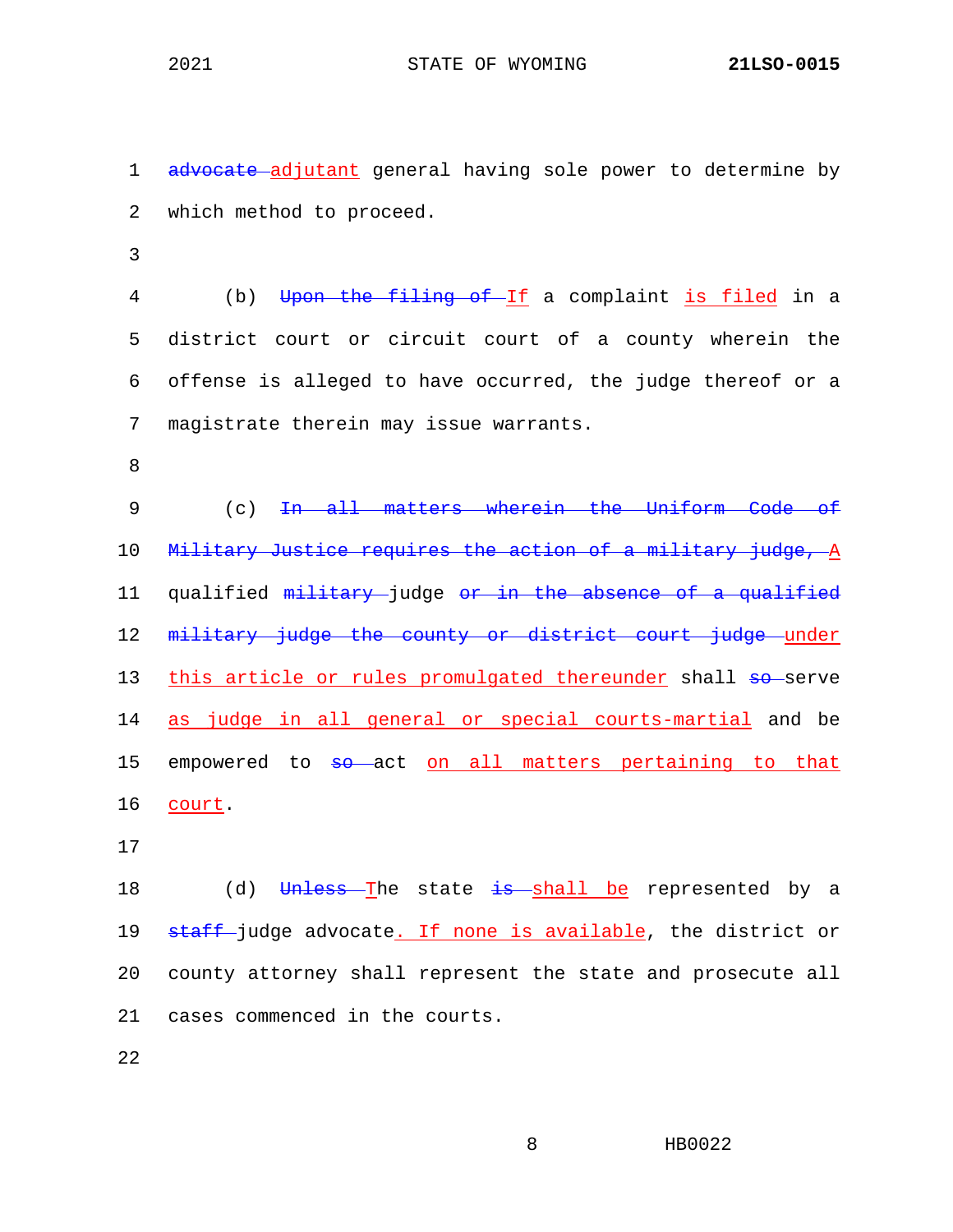~~advocate~~ adjutant general having sole power to determine by which method to proceed.

(b) ~~Upon the filing of~~ If a complaint is filed in a district court or circuit court of a county wherein the offense is alleged to have occurred, the judge thereof or a magistrate therein may issue warrants.

(c) ~~In all matters wherein the Uniform Code of Military Justice requires the action of a military judge,~~ A qualified ~~military~~ judge ~~or in the absence of a qualified military judge the county or district court judge~~ under this article or rules promulgated thereunder shall ~~so~~ serve as judge in all general or special courts-martial and be empowered to ~~so~~ act on all matters pertaining to that court.

(d) ~~Unless~~ The state ~~is~~ shall be represented by a ~~staff~~ judge advocate. If none is available, the district or county attorney shall represent the state and prosecute all cases commenced in the courts.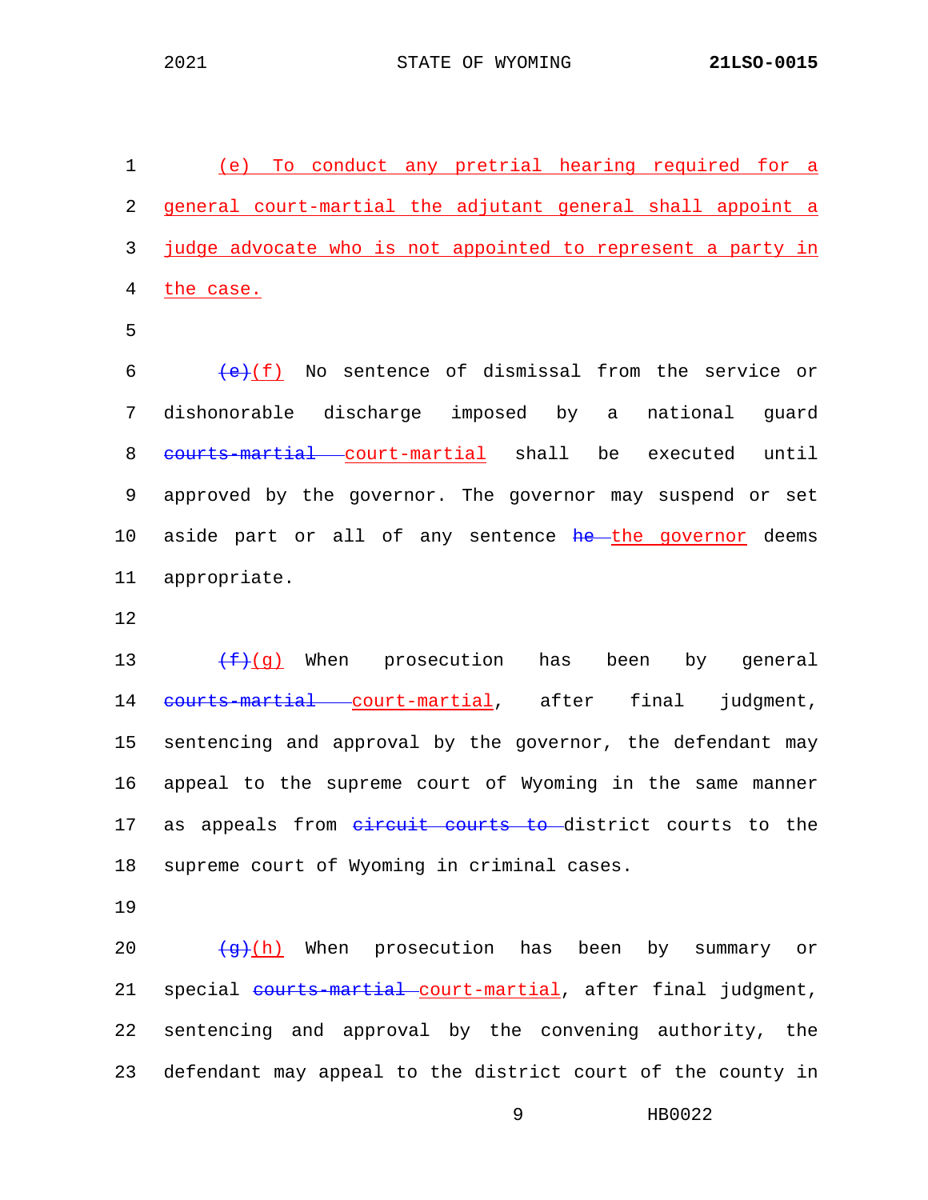(e) To conduct any pretrial hearing required for a general court-martial the adjutant general shall appoint a judge advocate who is not appointed to represent a party in the case.

~~(e)~~(f) No sentence of dismissal from the service or dishonorable discharge imposed by a national guard ~~courts-martial~~ court-martial shall be executed until approved by the governor. The governor may suspend or set aside part or all of any sentence ~~he~~ the governor deems appropriate.

~~(f)~~(g) When prosecution has been by general ~~courts-martial~~ court-martial, after final judgment, sentencing and approval by the governor, the defendant may appeal to the supreme court of Wyoming in the same manner as appeals from ~~circuit courts to~~ district courts to the supreme court of Wyoming in criminal cases.

~~(g)~~(h) When prosecution has been by summary or special ~~courts-martial~~ court-martial, after final judgment, sentencing and approval by the convening authority, the defendant may appeal to the district court of the county in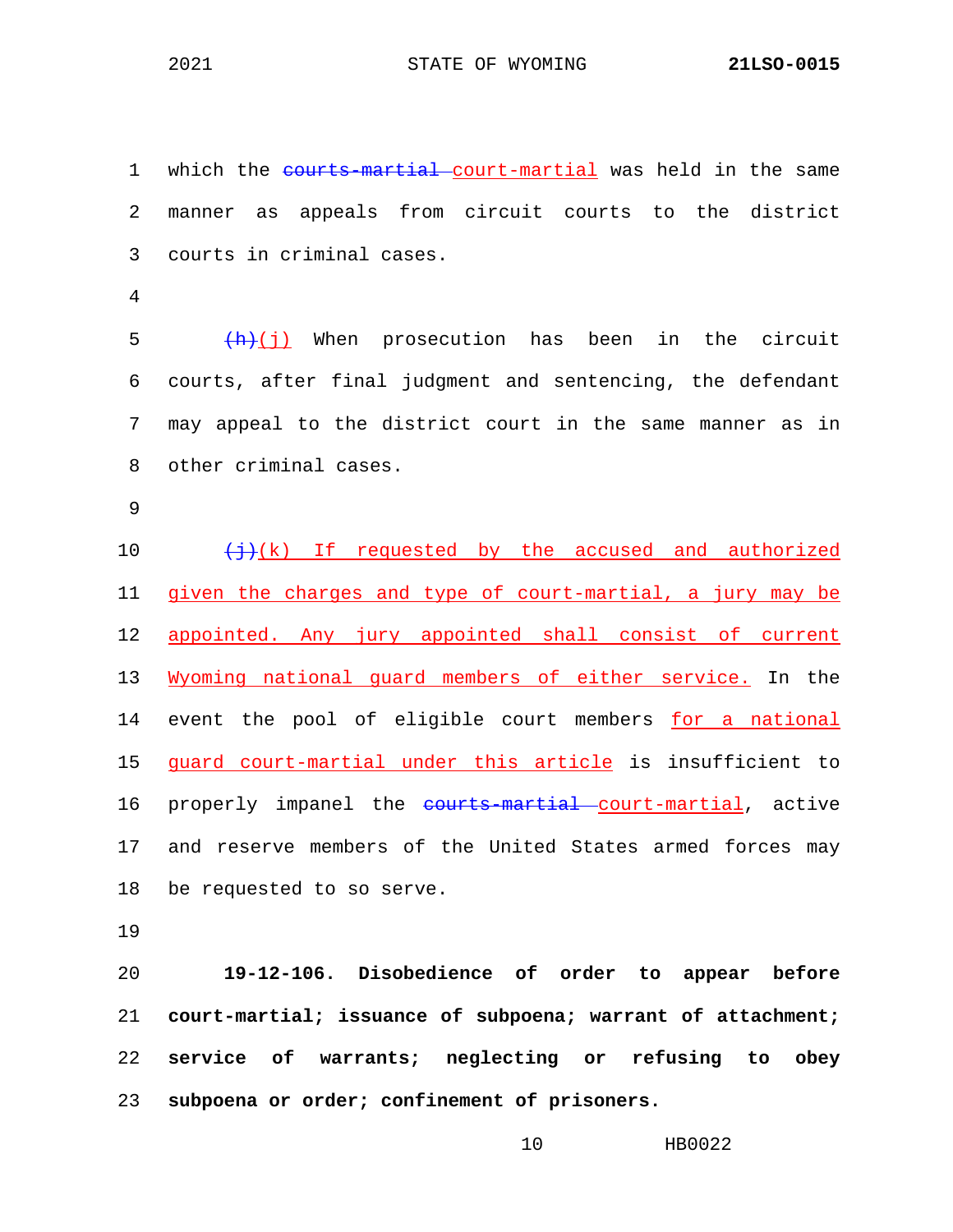which the ~~courts-martial~~ court-martial was held in the same manner as appeals from circuit courts to the district courts in criminal cases.

~~(h)~~(j) When prosecution has been in the circuit courts, after final judgment and sentencing, the defendant may appeal to the district court in the same manner as in other criminal cases.

~~(j)~~(k) If requested by the accused and authorized given the charges and type of court-martial, a jury may be appointed. Any jury appointed shall consist of current Wyoming national guard members of either service. In the event the pool of eligible court members for a national guard court-martial under this article is insufficient to properly impanel the ~~courts-martial~~ court-martial, active and reserve members of the United States armed forces may be requested to so serve.

**19-12-106. Disobedience of order to appear before court-martial; issuance of subpoena; warrant of attachment; service of warrants; neglecting or refusing to obey subpoena or order; confinement of prisoners.**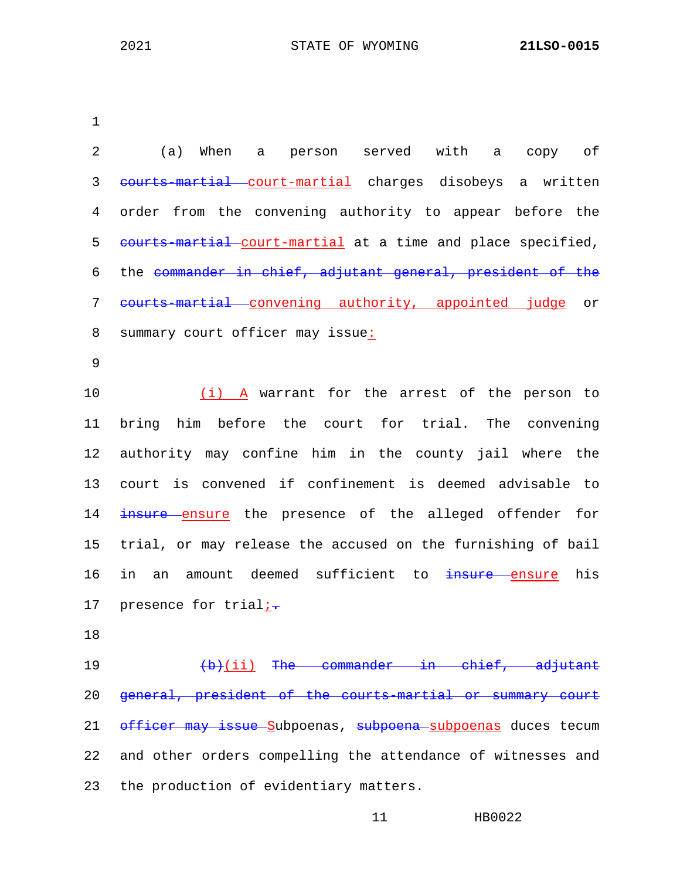(a) When a person served with a copy of ~~courts-martial~~ court-martial charges disobeys a written order from the convening authority to appear before the ~~courts-martial~~ court-martial at a time and place specified, the ~~commander in chief, adjutant general, president of the courts-martial~~ convening authority, appointed judge or summary court officer may issue:

(i) A warrant for the arrest of the person to bring him before the court for trial. The convening authority may confine him in the county jail where the court is convened if confinement is deemed advisable to ~~insure~~ ensure the presence of the alleged offender for trial, or may release the accused on the furnishing of bail in an amount deemed sufficient to ~~insure~~ ensure his presence for trial;~~.~~

~~(b)~~(ii) ~~The commander in chief, adjutant general, president of the courts-martial or summary court officer may issue~~ Subpoenas, ~~subpoena~~ subpoenas duces tecum and other orders compelling the attendance of witnesses and the production of evidentiary matters.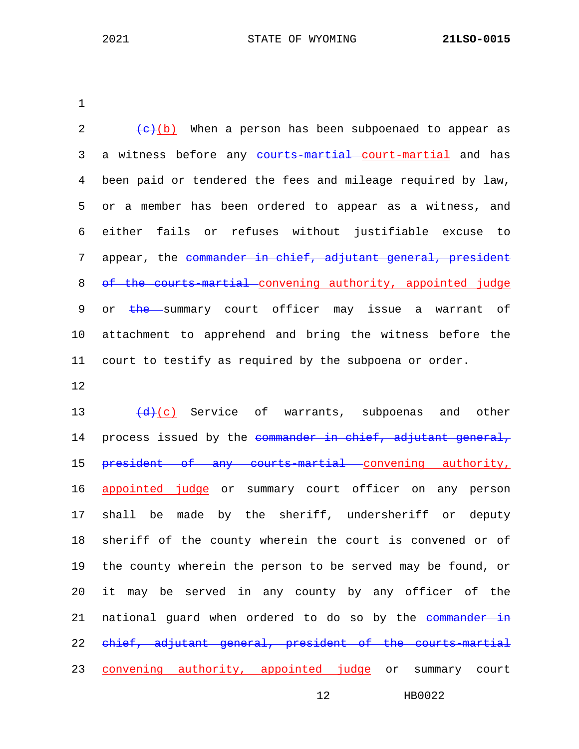(c)(b) When a person has been subpoenaed to appear as a witness before any ~~courts-martial~~ court-martial and has been paid or tendered the fees and mileage required by law, or a member has been ordered to appear as a witness, and either fails or refuses without justifiable excuse to appear, the ~~commander in chief, adjutant general, president of the courts-martial~~ convening authority, appointed judge or ~~the~~ summary court officer may issue a warrant of attachment to apprehend and bring the witness before the court to testify as required by the subpoena or order.

~~(d)~~(c) Service of warrants, subpoenas and other process issued by the ~~commander in chief, adjutant general, president of any courts-martial~~ convening authority, appointed judge or summary court officer on any person shall be made by the sheriff, undersheriff or deputy sheriff of the county wherein the court is convened or of the county wherein the person to be served may be found, or it may be served in any county by any officer of the national guard when ordered to do so by the ~~commander in chief, adjutant general, president of the courts-martial~~ convening authority, appointed judge or summary court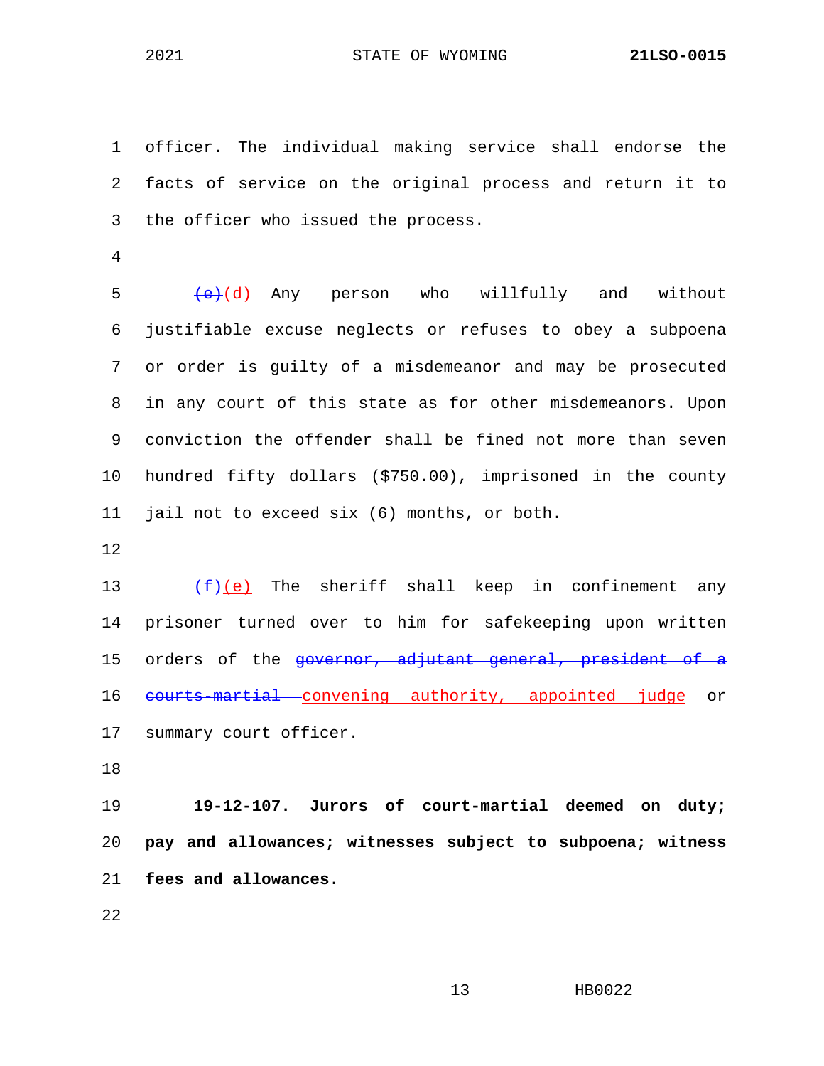officer. The individual making service shall endorse the facts of service on the original process and return it to the officer who issued the process.

~~(e)~~(d) Any person who willfully and without justifiable excuse neglects or refuses to obey a subpoena or order is guilty of a misdemeanor and may be prosecuted in any court of this state as for other misdemeanors. Upon conviction the offender shall be fined not more than seven hundred fifty dollars ($750.00), imprisoned in the county jail not to exceed six (6) months, or both.

~~(f)~~(e) The sheriff shall keep in confinement any prisoner turned over to him for safekeeping upon written orders of the ~~governor, adjutant general, president of a courts-martial~~ convening authority, appointed judge or summary court officer.

**19-12-107. Jurors of court-martial deemed on duty; pay and allowances; witnesses subject to subpoena; witness fees and allowances.**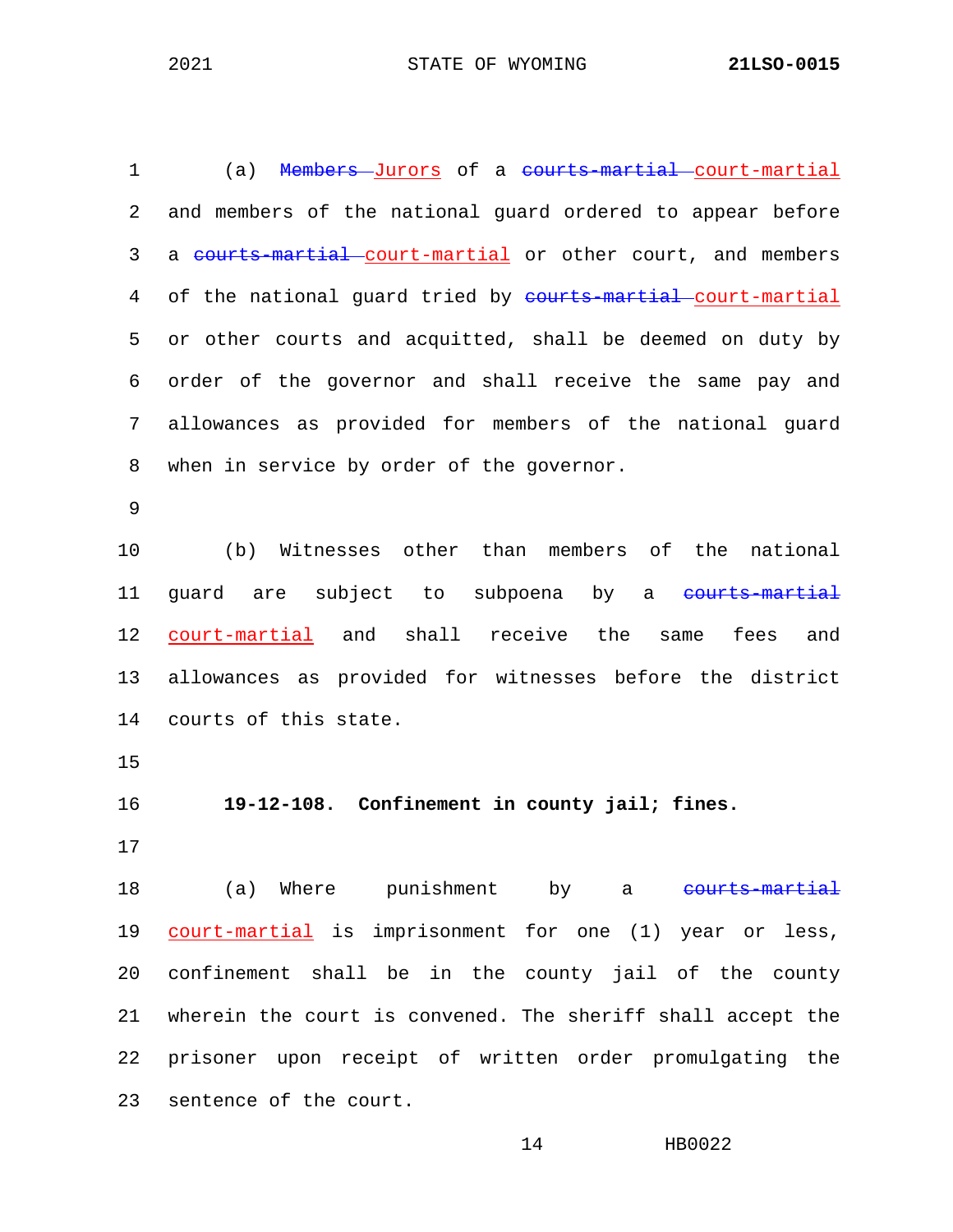(a) ~~Members~~ Jurors of a ~~courts-martial~~ court-martial and members of the national guard ordered to appear before a ~~courts-martial~~ court-martial or other court, and members of the national guard tried by ~~courts-martial~~ court-martial or other courts and acquitted, shall be deemed on duty by order of the governor and shall receive the same pay and allowances as provided for members of the national guard when in service by order of the governor.

(b) Witnesses other than members of the national guard are subject to subpoena by a ~~courts-martial~~ court-martial and shall receive the same fees and allowances as provided for witnesses before the district courts of this state.

**19-12-108. Confinement in county jail; fines.**

(a) Where punishment by a ~~courts-martial~~ court-martial is imprisonment for one (1) year or less, confinement shall be in the county jail of the county wherein the court is convened. The sheriff shall accept the prisoner upon receipt of written order promulgating the sentence of the court.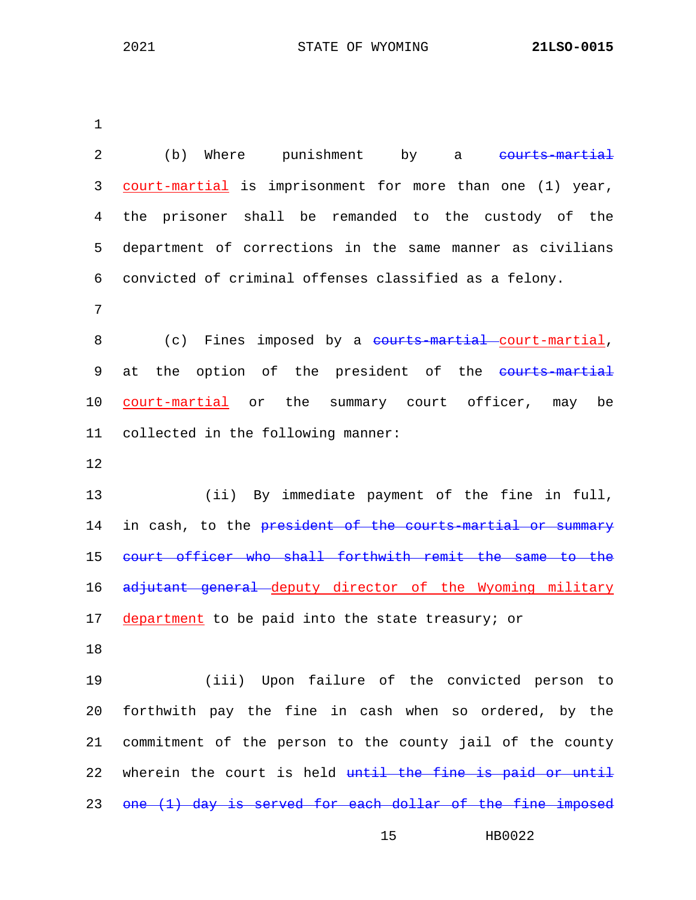(b) Where punishment by a ~~courts-martial~~ court-martial is imprisonment for more than one (1) year, the prisoner shall be remanded to the custody of the department of corrections in the same manner as civilians convicted of criminal offenses classified as a felony.

(c) Fines imposed by a ~~courts-martial~~ court-martial, at the option of the president of the ~~courts-martial~~ court-martial or the summary court officer, may be collected in the following manner:

(ii) By immediate payment of the fine in full, in cash, to the ~~president of the courts-martial or summary court officer who shall forthwith remit the same to the adjutant general~~ deputy director of the Wyoming military department to be paid into the state treasury; or

(iii) Upon failure of the convicted person to forthwith pay the fine in cash when so ordered, by the commitment of the person to the county jail of the county wherein the court is held ~~until the fine is paid or until one (1) day is served for each dollar of the fine imposed~~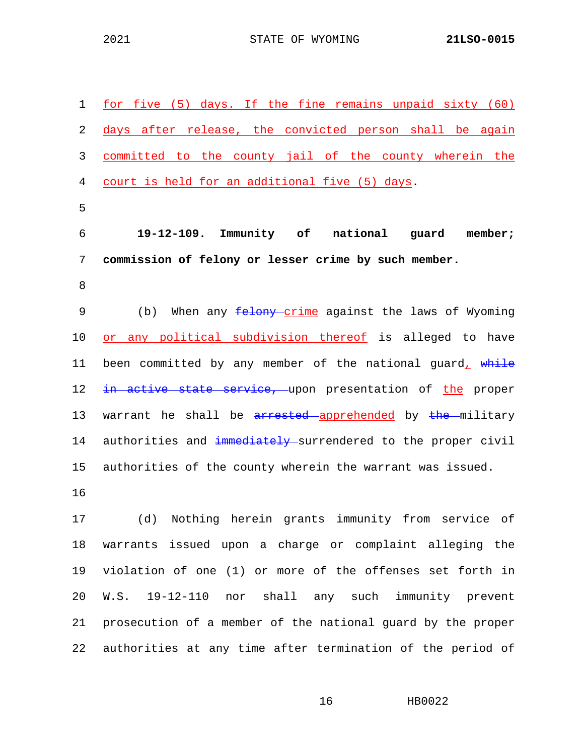for five (5) days. If the fine remains unpaid sixty (60) days after release, the convicted person shall be again committed to the county jail of the county wherein the court is held for an additional five (5) days.

**19-12-109. Immunity of national guard member; commission of felony or lesser crime by such member.**

(b) When any ~~felony~~ crime against the laws of Wyoming or any political subdivision thereof is alleged to have been committed by any member of the national guard, ~~while in active state service,~~ upon presentation of the proper warrant he shall be ~~arrested~~ apprehended by ~~the~~ military authorities and ~~immediately~~ surrendered to the proper civil authorities of the county wherein the warrant was issued.

(d) Nothing herein grants immunity from service of warrants issued upon a charge or complaint alleging the violation of one (1) or more of the offenses set forth in W.S. 19-12-110 nor shall any such immunity prevent prosecution of a member of the national guard by the proper authorities at any time after termination of the period of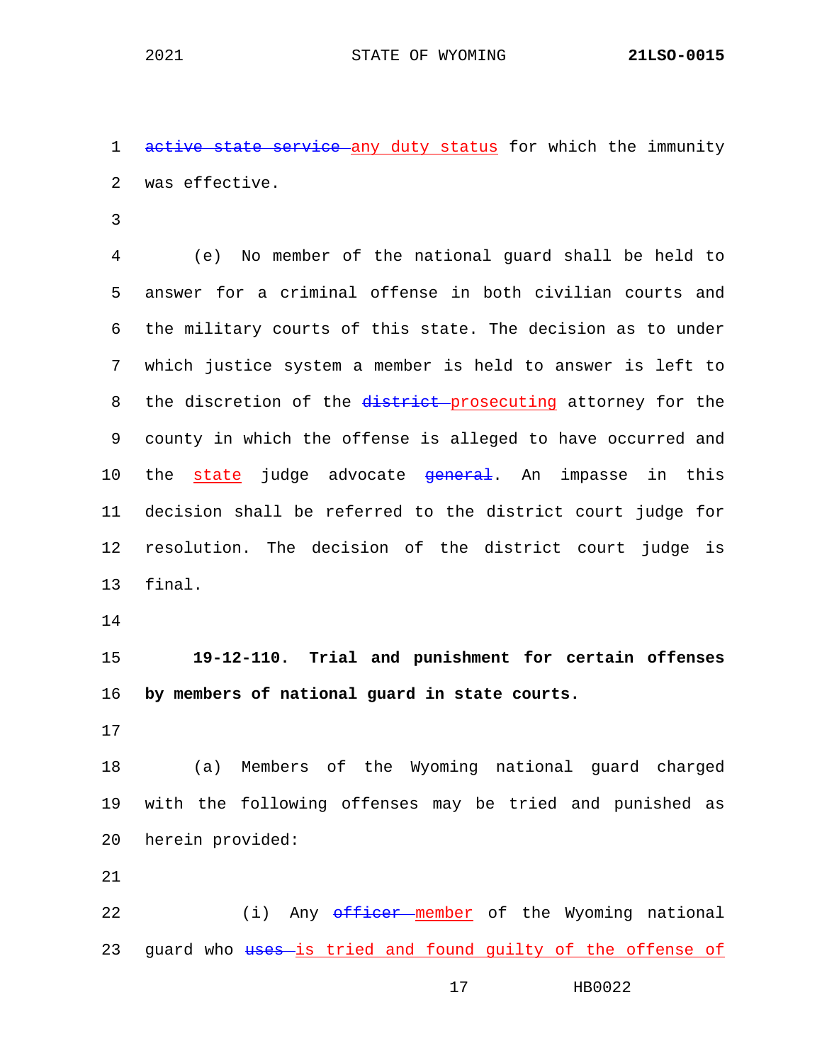~~active state service~~ <u>any duty status</u> for which the immunity was effective.

(e) No member of the national guard shall be held to answer for a criminal offense in both civilian courts and the military courts of this state. The decision as to under which justice system a member is held to answer is left to the discretion of the ~~district~~ <u>prosecuting</u> attorney for the county in which the offense is alleged to have occurred and the <u>state</u> judge advocate ~~general~~. An impasse in this decision shall be referred to the district court judge for resolution. The decision of the district court judge is final.

**19-12-110. Trial and punishment for certain offenses by members of national guard in state courts.**

(a) Members of the Wyoming national guard charged with the following offenses may be tried and punished as herein provided:

(i) Any ~~officer~~ <u>member</u> of the Wyoming national guard who ~~uses~~ <u>is tried and found guilty of the offense of</u>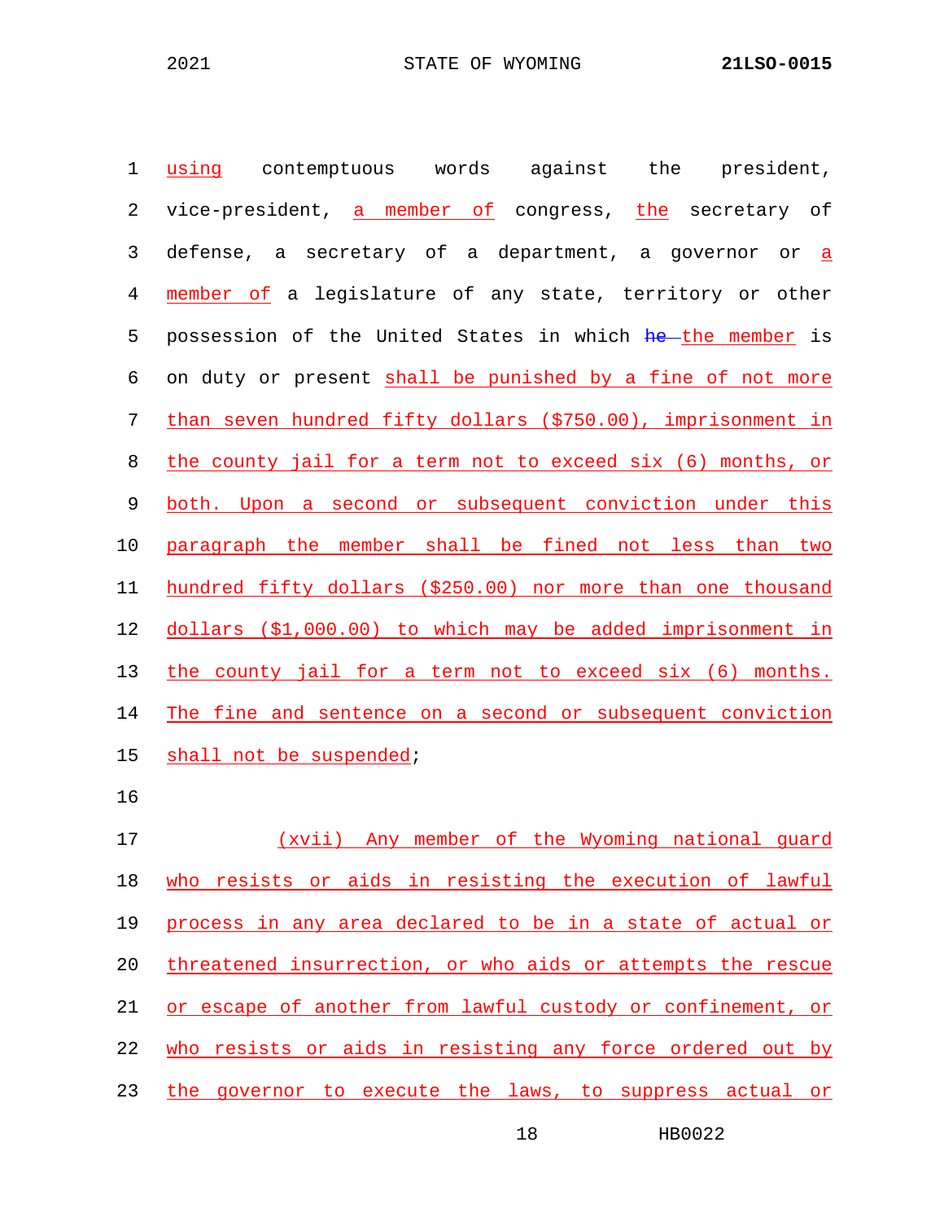using contemptuous words against the president, vice-president, a member of congress, the secretary of defense, a secretary of a department, a governor or a member of a legislature of any state, territory or other possession of the United States in which ~~he~~ the member is on duty or present shall be punished by a fine of not more than seven hundred fifty dollars ($750.00), imprisonment in the county jail for a term not to exceed six (6) months, or both. Upon a second or subsequent conviction under this paragraph the member shall be fined not less than two hundred fifty dollars ($250.00) nor more than one thousand dollars ($1,000.00) to which may be added imprisonment in the county jail for a term not to exceed six (6) months. The fine and sentence on a second or subsequent conviction shall not be suspended;

(xvii) Any member of the Wyoming national guard who resists or aids in resisting the execution of lawful process in any area declared to be in a state of actual or threatened insurrection, or who aids or attempts the rescue or escape of another from lawful custody or confinement, or who resists or aids in resisting any force ordered out by the governor to execute the laws, to suppress actual or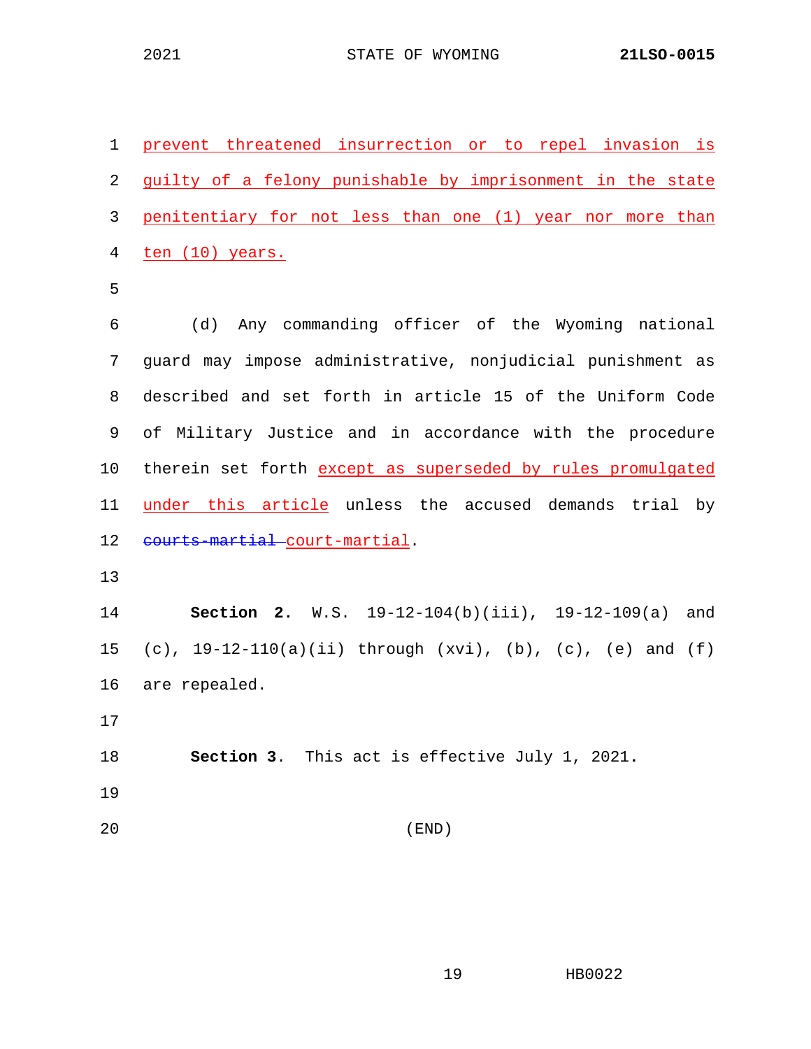prevent threatened insurrection or to repel invasion is guilty of a felony punishable by imprisonment in the state penitentiary for not less than one (1) year nor more than ten (10) years.

(d) Any commanding officer of the Wyoming national guard may impose administrative, nonjudicial punishment as described and set forth in article 15 of the Uniform Code of Military Justice and in accordance with the procedure therein set forth except as superseded by rules promulgated under this article unless the accused demands trial by ~~courts-martial~~ court-martial.

**Section 2.** W.S. 19-12-104(b)(iii), 19-12-109(a) and (c), 19-12-110(a)(ii) through (xvi), (b), (c), (e) and (f) are repealed.

**Section 3**. This act is effective July 1, 2021.

(END)